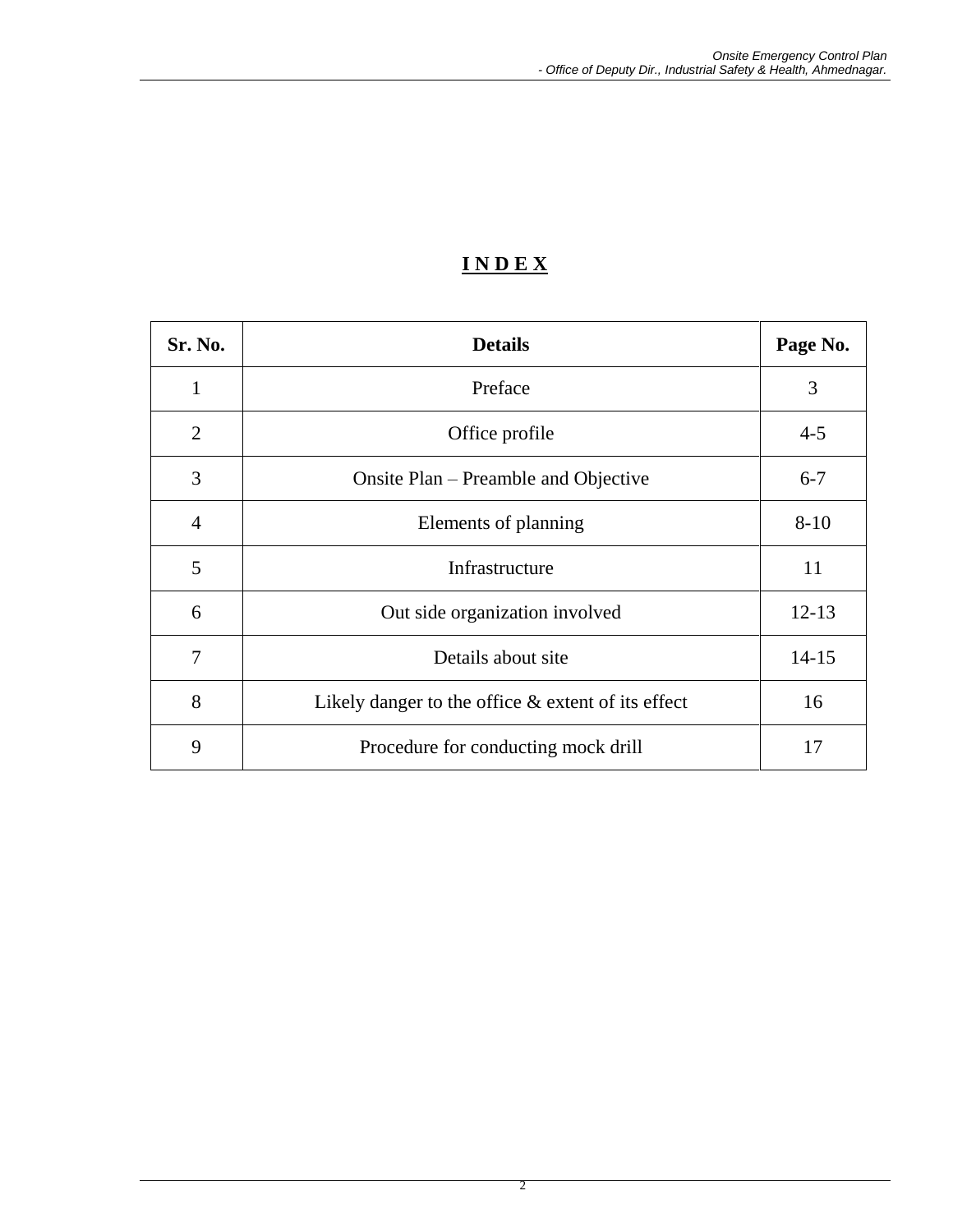# I N D E X

| Sr. No. | Details | Page No. |
|---|---|---|
| 1 | Preface | 3 |
| 2 | Office profile | 4-5 |
| 3 | Onsite Plan – Preamble and Objective | 6-7 |
| 4 | Elements of planning | 8-10 |
| 5 | Infrastructure | 11 |
| 6 | Out side organization involved | 12-13 |
| 7 | Details about site | 14-15 |
| 8 | Likely danger to the office & extent of its effect | 16 |
| 9 | Procedure for conducting mock drill | 17 |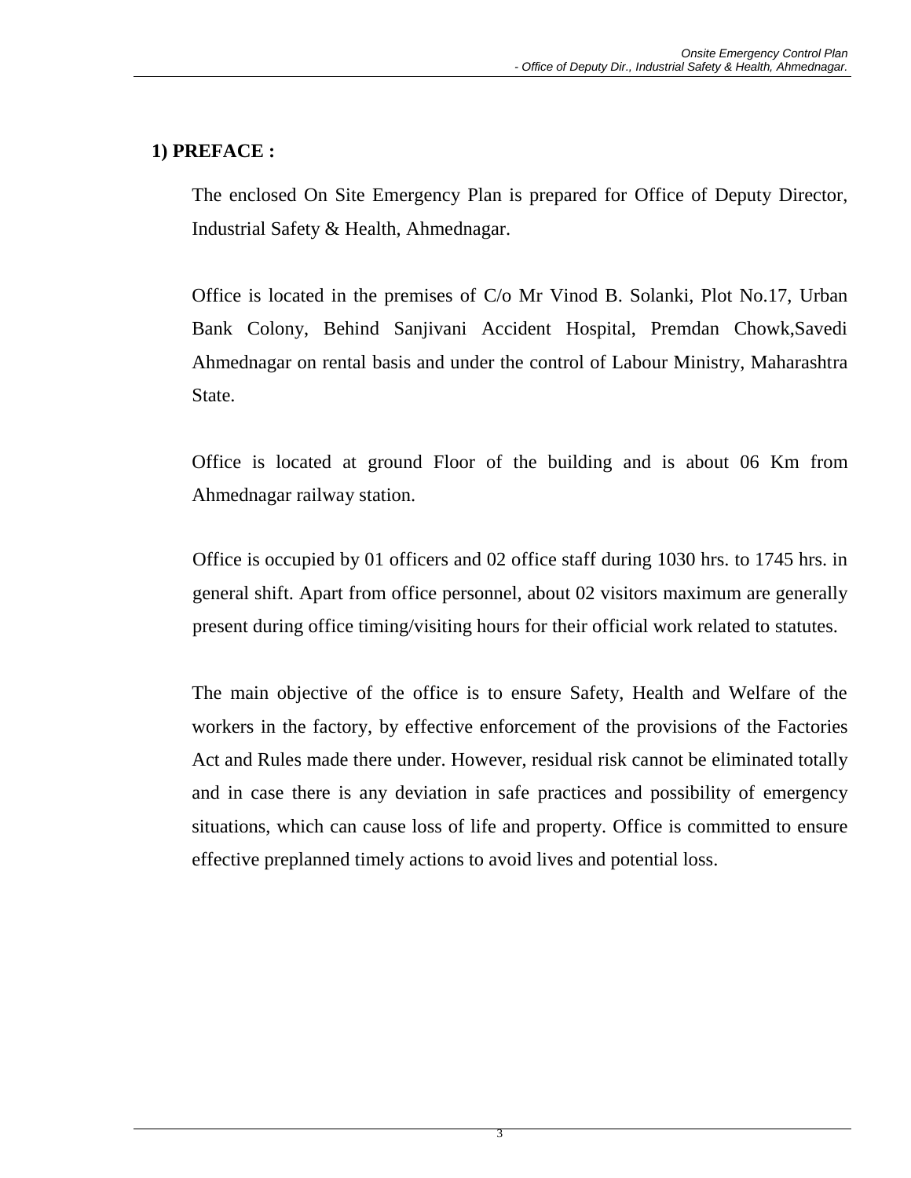## 1) PREFACE :

The enclosed On Site Emergency Plan is prepared for Office of Deputy Director, Industrial Safety & Health, Ahmednagar.

Office is located in the premises of C/o Mr Vinod B. Solanki, Plot No.17, Urban Bank Colony, Behind Sanjivani Accident Hospital, Premdan Chowk,Savedi Ahmednagar on rental basis and under the control of Labour Ministry, Maharashtra State.

Office is located at ground Floor of the building and is about 06 Km from Ahmednagar railway station.

Office is occupied by 01 officers and 02 office staff during 1030 hrs. to 1745 hrs. in general shift. Apart from office personnel, about 02 visitors maximum are generally present during office timing/visiting hours for their official work related to statutes.

The main objective of the office is to ensure Safety, Health and Welfare of the workers in the factory, by effective enforcement of the provisions of the Factories Act and Rules made there under. However, residual risk cannot be eliminated totally and in case there is any deviation in safe practices and possibility of emergency situations, which can cause loss of life and property. Office is committed to ensure effective preplanned timely actions to avoid lives and potential loss.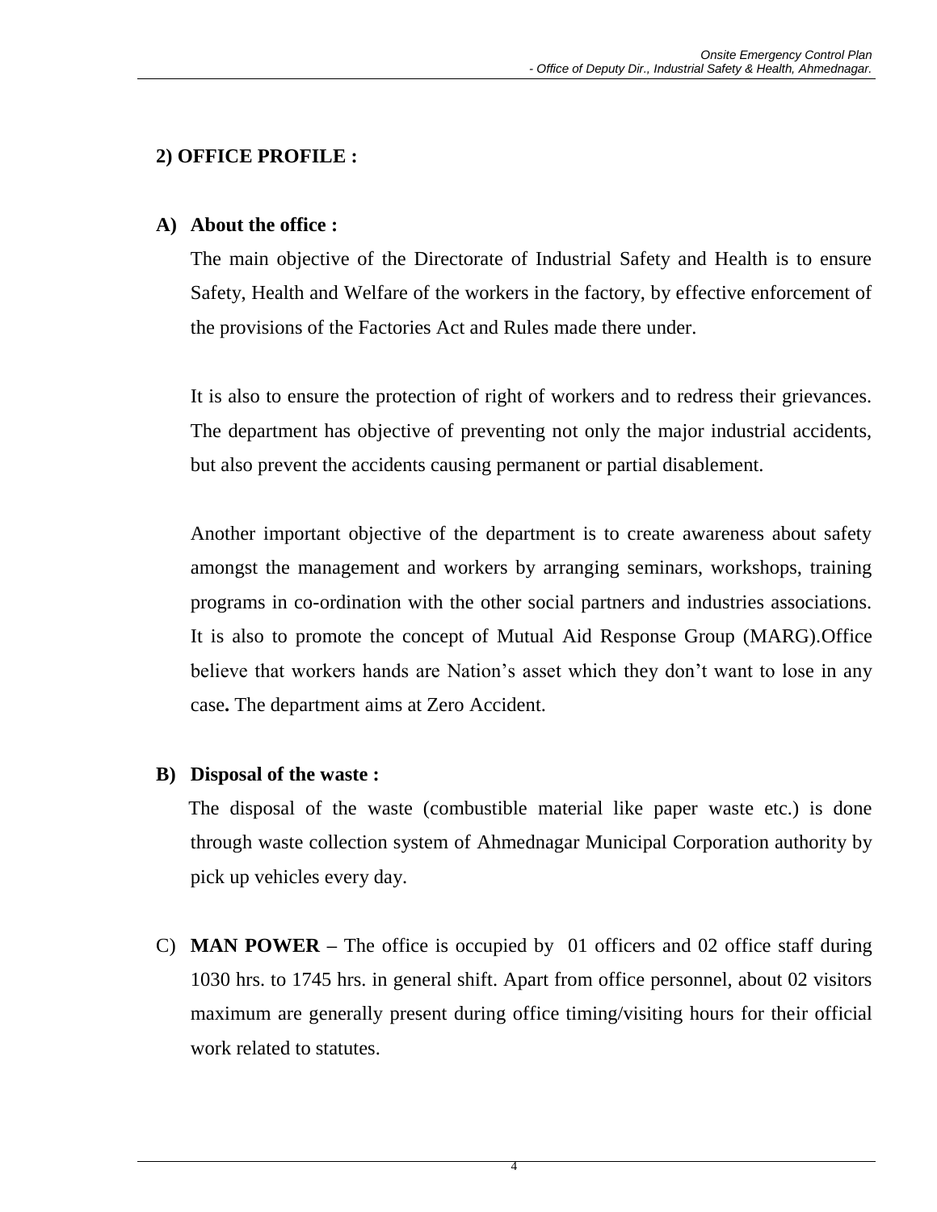## 2) OFFICE PROFILE :

### A) About the office :

The main objective of the Directorate of Industrial Safety and Health is to ensure Safety, Health and Welfare of the workers in the factory, by effective enforcement of the provisions of the Factories Act and Rules made there under.

It is also to ensure the protection of right of workers and to redress their grievances. The department has objective of preventing not only the major industrial accidents, but also prevent the accidents causing permanent or partial disablement.

Another important objective of the department is to create awareness about safety amongst the management and workers by arranging seminars, workshops, training programs in co-ordination with the other social partners and industries associations. It is also to promote the concept of Mutual Aid Response Group (MARG).Office believe that workers hands are Nation's asset which they don't want to lose in any case**.** The department aims at Zero Accident.

### B) Disposal of the waste :

The disposal of the waste (combustible material like paper waste etc.) is done through waste collection system of Ahmednagar Municipal Corporation authority by pick up vehicles every day.

C) **MAN POWER –** The office is occupied by 01 officers and 02 office staff during 1030 hrs. to 1745 hrs. in general shift. Apart from office personnel, about 02 visitors maximum are generally present during office timing/visiting hours for their official work related to statutes.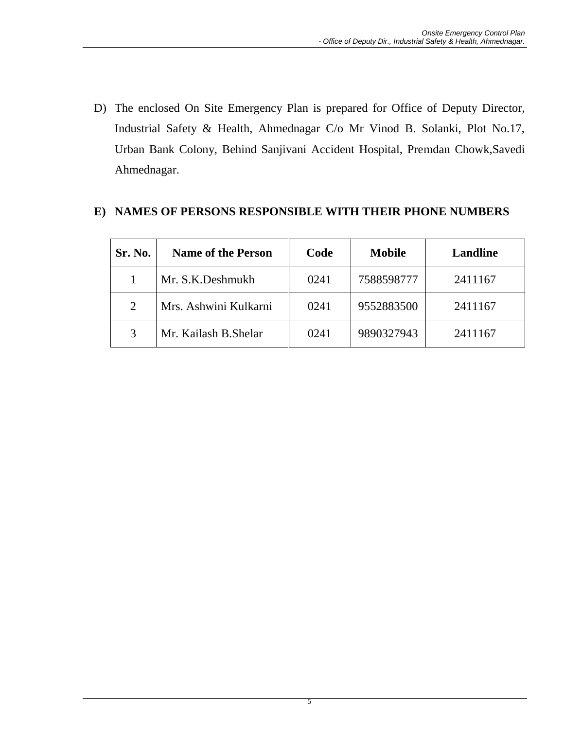D) The enclosed On Site Emergency Plan is prepared for Office of Deputy Director, Industrial Safety & Health, Ahmednagar C/o Mr Vinod B. Solanki, Plot No.17, Urban Bank Colony, Behind Sanjivani Accident Hospital, Premdan Chowk,Savedi Ahmednagar.

## E) NAMES OF PERSONS RESPONSIBLE WITH THEIR PHONE NUMBERS

| Sr. No. | Name of the Person | Code | Mobile | Landline |
|---|---|---|---|---|
| 1 | Mr. S.K.Deshmukh | 0241 | 7588598777 | 2411167 |
| 2 | Mrs. Ashwini Kulkarni | 0241 | 9552883500 | 2411167 |
| 3 | Mr. Kailash B.Shelar | 0241 | 9890327943 | 2411167 |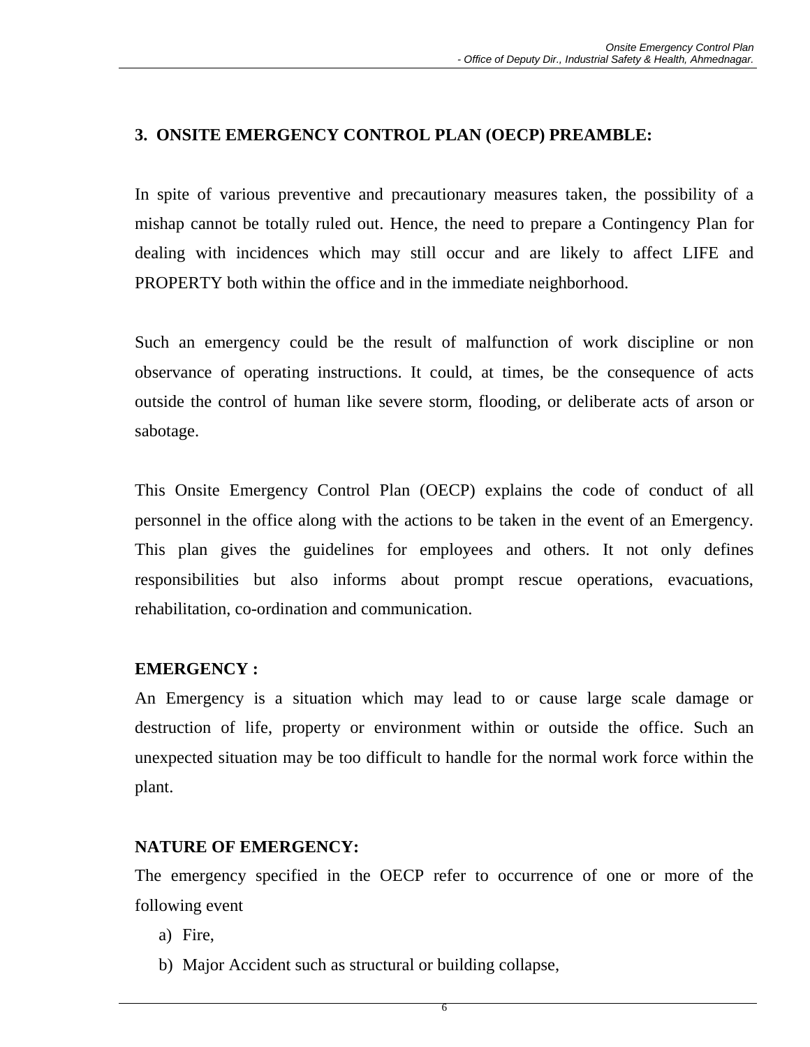## 3. ONSITE EMERGENCY CONTROL PLAN (OECP) PREAMBLE:

In spite of various preventive and precautionary measures taken, the possibility of a mishap cannot be totally ruled out. Hence, the need to prepare a Contingency Plan for dealing with incidences which may still occur and are likely to affect LIFE and PROPERTY both within the office and in the immediate neighborhood.

Such an emergency could be the result of malfunction of work discipline or non observance of operating instructions. It could, at times, be the consequence of acts outside the control of human like severe storm, flooding, or deliberate acts of arson or sabotage.

This Onsite Emergency Control Plan (OECP) explains the code of conduct of all personnel in the office along with the actions to be taken in the event of an Emergency. This plan gives the guidelines for employees and others. It not only defines responsibilities but also informs about prompt rescue operations, evacuations, rehabilitation, co-ordination and communication.

### EMERGENCY :

An Emergency is a situation which may lead to or cause large scale damage or destruction of life, property or environment within or outside the office. Such an unexpected situation may be too difficult to handle for the normal work force within the plant.

### NATURE OF EMERGENCY:

The emergency specified in the OECP refer to occurrence of one or more of the following event

a) Fire,
b) Major Accident such as structural or building collapse,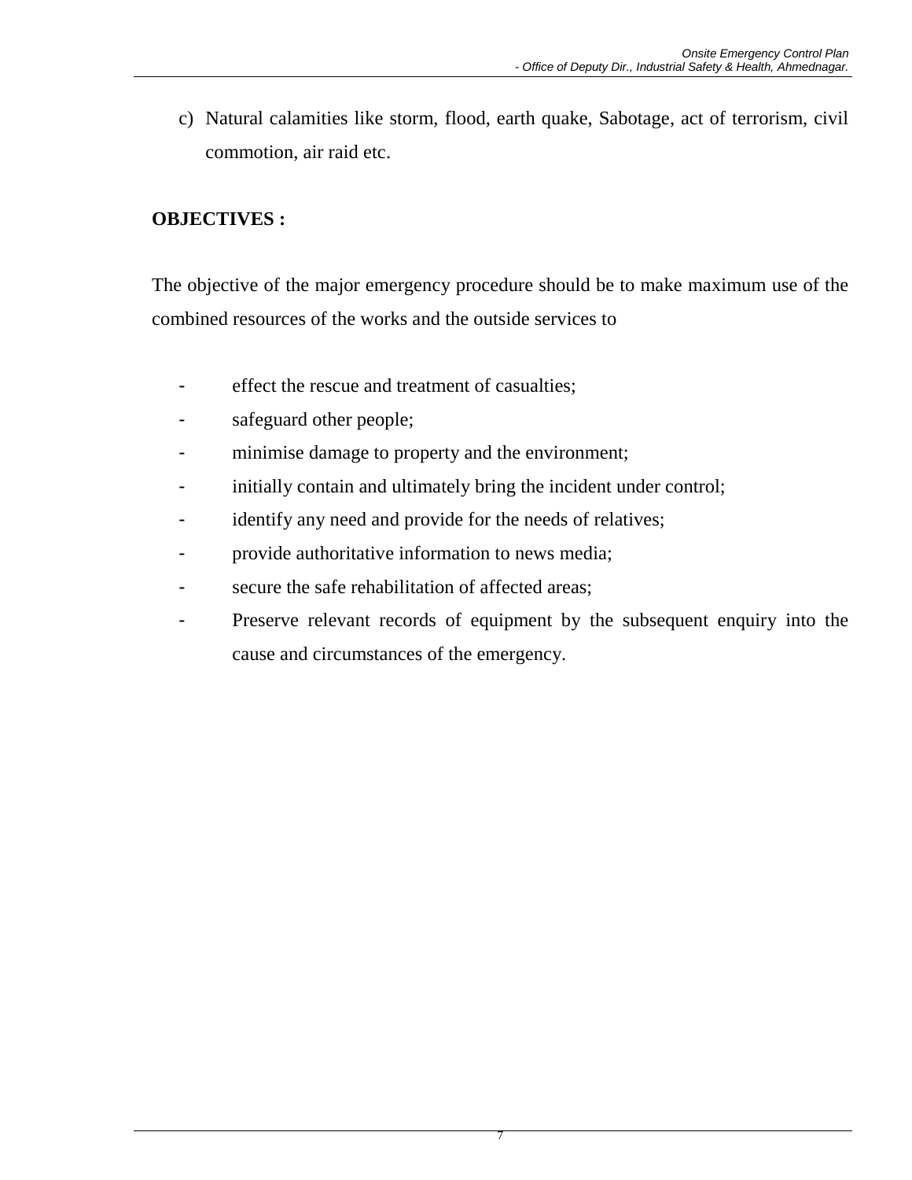c) Natural calamities like storm, flood, earth quake, Sabotage, act of terrorism, civil commotion, air raid etc.

**OBJECTIVES :**

The objective of the major emergency procedure should be to make maximum use of the combined resources of the works and the outside services to

- effect the rescue and treatment of casualties;
- safeguard other people;
- minimise damage to property and the environment;
- initially contain and ultimately bring the incident under control;
- identify any need and provide for the needs of relatives;
- provide authoritative information to news media;
- secure the safe rehabilitation of affected areas;
- Preserve relevant records of equipment by the subsequent enquiry into the cause and circumstances of the emergency.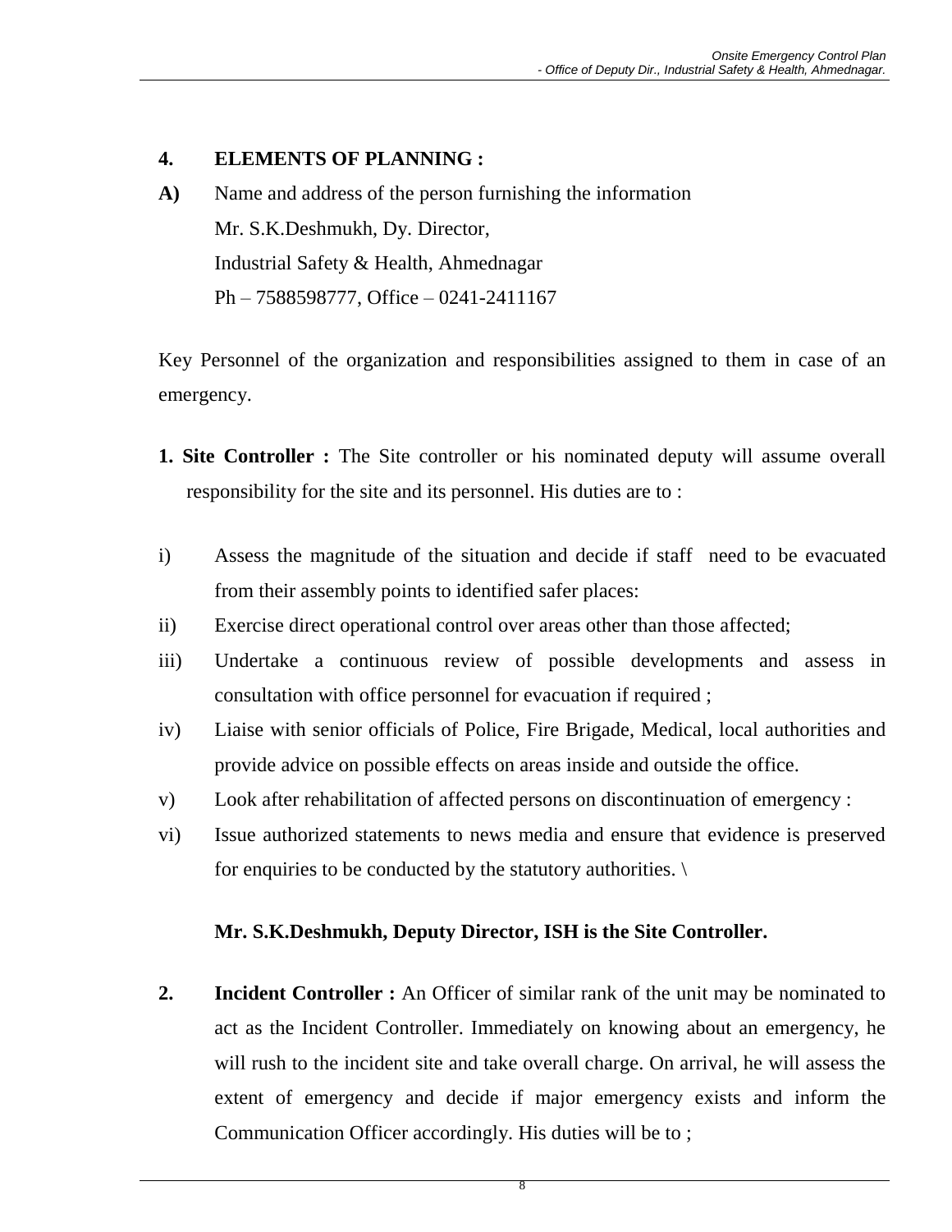## 4. ELEMENTS OF PLANNING :

**A)** Name and address of the person furnishing the information
Mr. S.K.Deshmukh, Dy. Director,
Industrial Safety & Health, Ahmednagar
Ph – 7588598777, Office – 0241-2411167

Key Personnel of the organization and responsibilities assigned to them in case of an emergency.

**1. Site Controller :** The Site controller or his nominated deputy will assume overall responsibility for the site and its personnel. His duties are to :

i) Assess the magnitude of the situation and decide if staff need to be evacuated from their assembly points to identified safer places:

ii) Exercise direct operational control over areas other than those affected;

iii) Undertake a continuous review of possible developments and assess in consultation with office personnel for evacuation if required ;

iv) Liaise with senior officials of Police, Fire Brigade, Medical, local authorities and provide advice on possible effects on areas inside and outside the office.

v) Look after rehabilitation of affected persons on discontinuation of emergency :

vi) Issue authorized statements to news media and ensure that evidence is preserved for enquiries to be conducted by the statutory authorities. \

**Mr. S.K.Deshmukh, Deputy Director, ISH is the Site Controller.**

**2. Incident Controller :** An Officer of similar rank of the unit may be nominated to act as the Incident Controller. Immediately on knowing about an emergency, he will rush to the incident site and take overall charge. On arrival, he will assess the extent of emergency and decide if major emergency exists and inform the Communication Officer accordingly. His duties will be to ;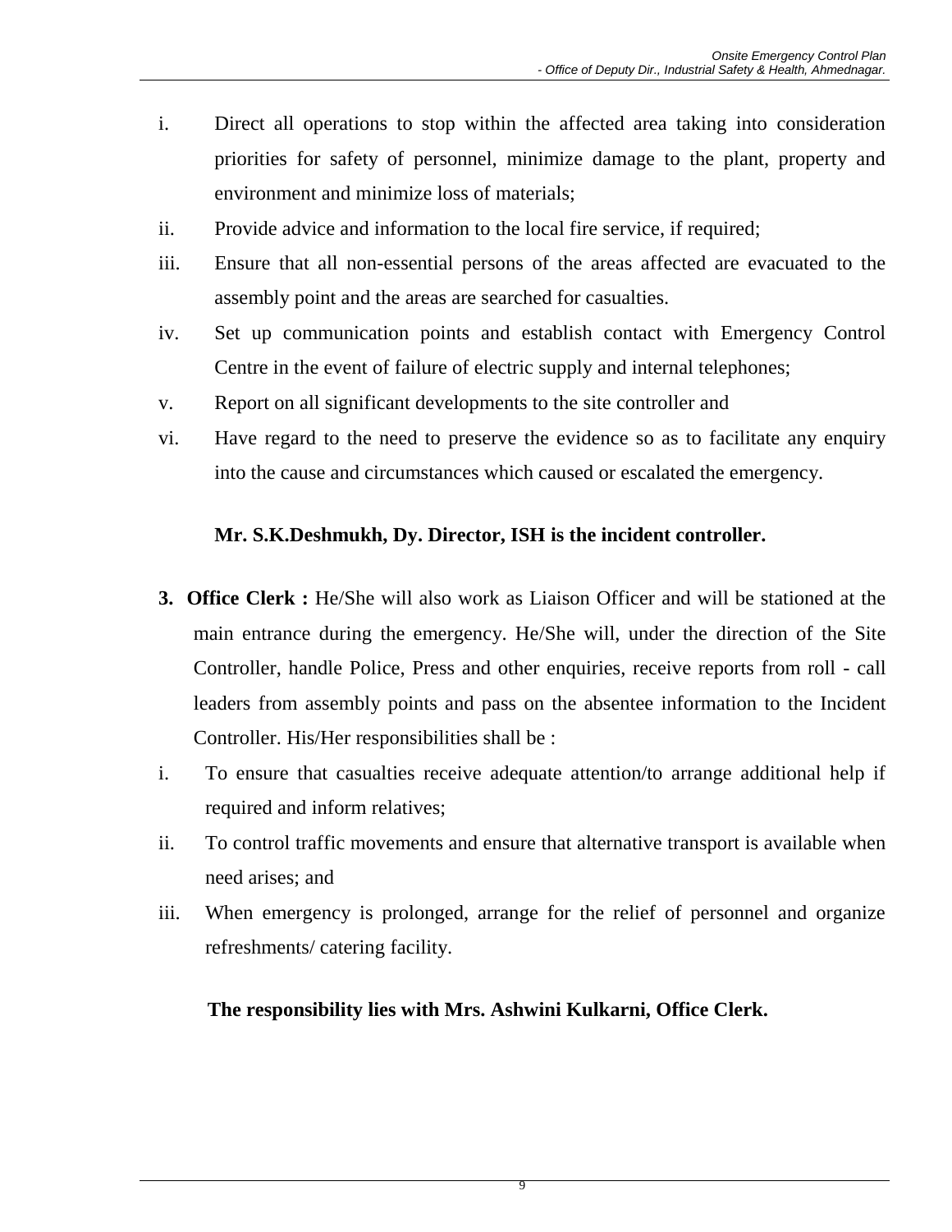i. Direct all operations to stop within the affected area taking into consideration priorities for safety of personnel, minimize damage to the plant, property and environment and minimize loss of materials;
ii. Provide advice and information to the local fire service, if required;
iii. Ensure that all non-essential persons of the areas affected are evacuated to the assembly point and the areas are searched for casualties.
iv. Set up communication points and establish contact with Emergency Control Centre in the event of failure of electric supply and internal telephones;
v. Report on all significant developments to the site controller and
vi. Have regard to the need to preserve the evidence so as to facilitate any enquiry into the cause and circumstances which caused or escalated the emergency.

**Mr. S.K.Deshmukh, Dy. Director, ISH is the incident controller.**

**3. Office Clerk :** He/She will also work as Liaison Officer and will be stationed at the main entrance during the emergency. He/She will, under the direction of the Site Controller, handle Police, Press and other enquiries, receive reports from roll - call leaders from assembly points and pass on the absentee information to the Incident Controller. His/Her responsibilities shall be :

i. To ensure that casualties receive adequate attention/to arrange additional help if required and inform relatives;
ii. To control traffic movements and ensure that alternative transport is available when need arises; and
iii. When emergency is prolonged, arrange for the relief of personnel and organize refreshments/ catering facility.

**The responsibility lies with Mrs. Ashwini Kulkarni, Office Clerk.**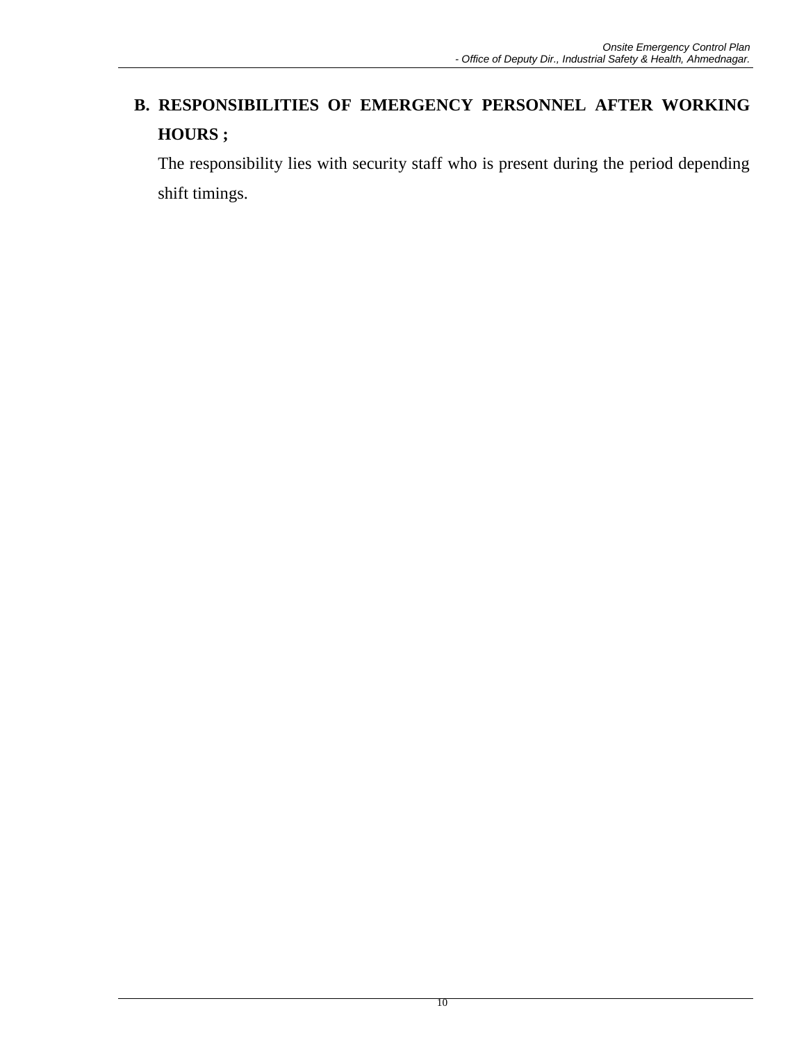## B. RESPONSIBILITIES OF EMERGENCY PERSONNEL AFTER WORKING HOURS ;

The responsibility lies with security staff who is present during the period depending shift timings.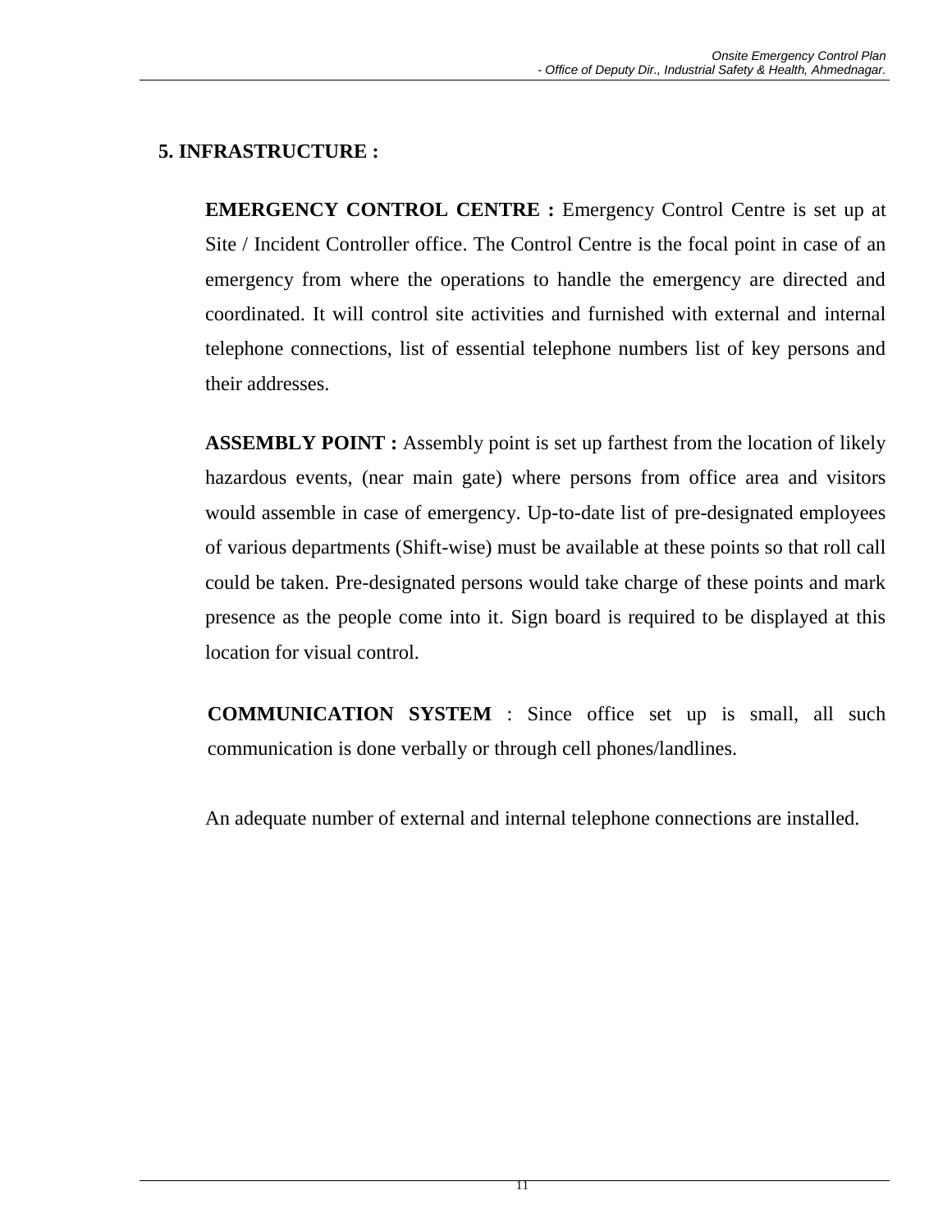## 5. INFRASTRUCTURE :

**EMERGENCY CONTROL CENTRE :** Emergency Control Centre is set up at Site / Incident Controller office. The Control Centre is the focal point in case of an emergency from where the operations to handle the emergency are directed and coordinated. It will control site activities and furnished with external and internal telephone connections, list of essential telephone numbers list of key persons and their addresses.

**ASSEMBLY POINT :** Assembly point is set up farthest from the location of likely hazardous events, (near main gate) where persons from office area and visitors would assemble in case of emergency. Up-to-date list of pre-designated employees of various departments (Shift-wise) must be available at these points so that roll call could be taken. Pre-designated persons would take charge of these points and mark presence as the people come into it. Sign board is required to be displayed at this location for visual control.

**COMMUNICATION SYSTEM** : Since office set up is small, all such communication is done verbally or through cell phones/landlines.

An adequate number of external and internal telephone connections are installed.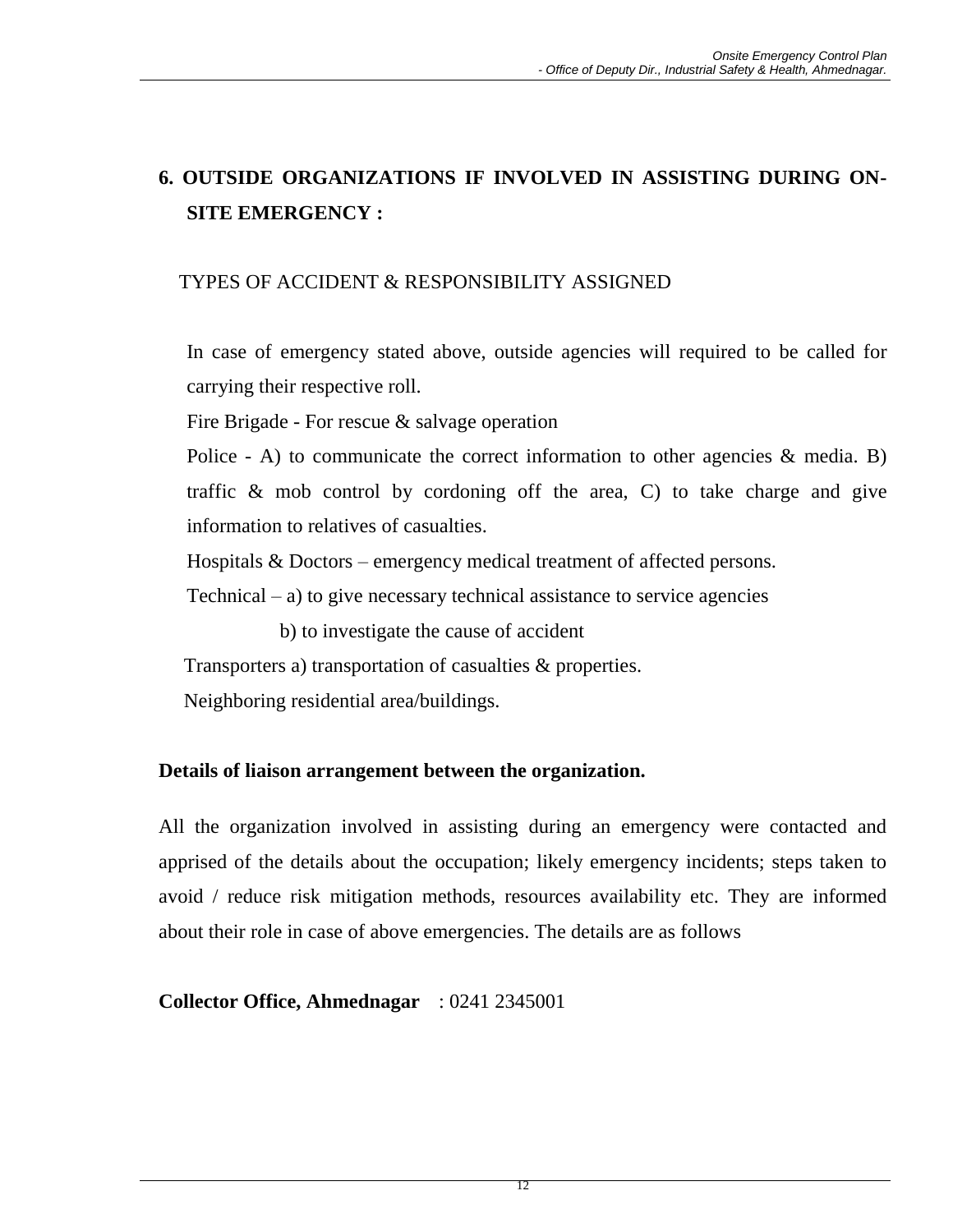## 6. OUTSIDE ORGANIZATIONS IF INVOLVED IN ASSISTING DURING ON-SITE EMERGENCY :

TYPES OF ACCIDENT & RESPONSIBILITY ASSIGNED

In case of emergency stated above, outside agencies will required to be called for carrying their respective roll.

Fire Brigade - For rescue & salvage operation

Police - A) to communicate the correct information to other agencies & media. B) traffic & mob control by cordoning off the area, C) to take charge and give information to relatives of casualties.

Hospitals & Doctors – emergency medical treatment of affected persons.

Technical – a) to give necessary technical assistance to service agencies

b) to investigate the cause of accident

Transporters a) transportation of casualties & properties.

Neighboring residential area/buildings.

**Details of liaison arrangement between the organization.**

All the organization involved in assisting during an emergency were contacted and apprised of the details about the occupation; likely emergency incidents; steps taken to avoid / reduce risk mitigation methods, resources availability etc. They are informed about their role in case of above emergencies. The details are as follows

**Collector Office, Ahmednagar** : 0241 2345001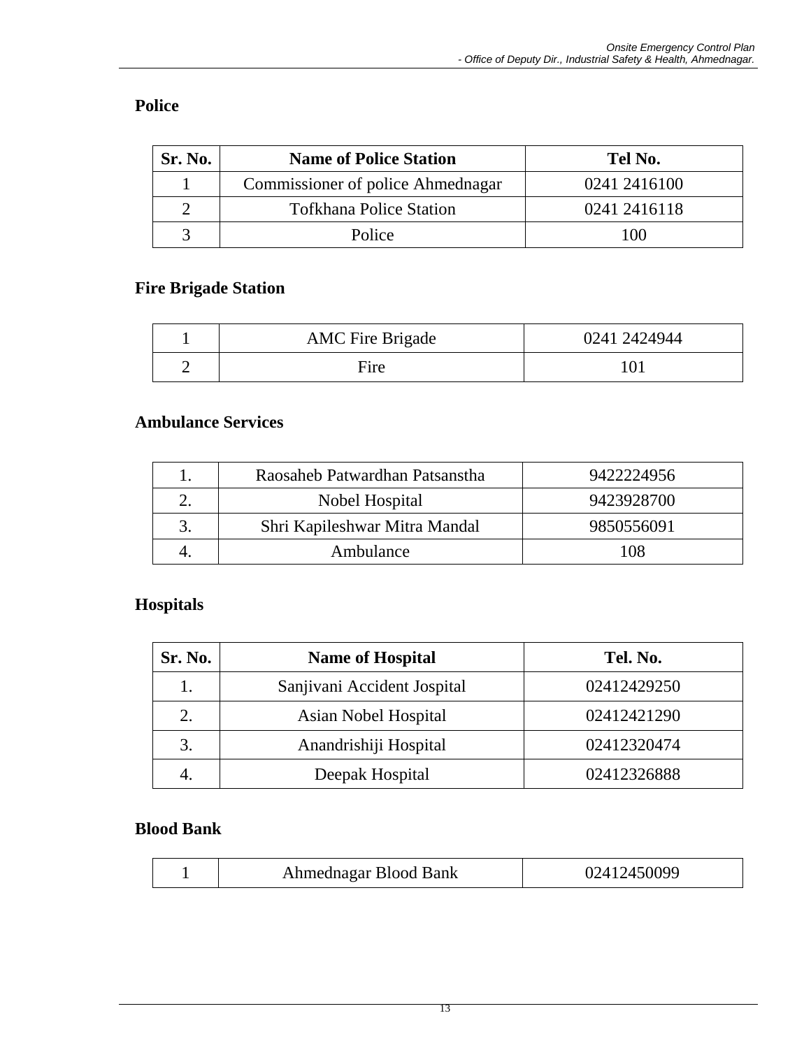**Police**

| Sr. No. | Name of Police Station | Tel No. |
|---|---|---|
| 1 | Commissioner of police Ahmednagar | 0241 2416100 |
| 2 | Tofkhana Police Station | 0241 2416118 |
| 3 | Police | 100 |

**Fire Brigade Station**

| | | |
|---|---|---|
| 1 | AMC Fire Brigade | 0241 2424944 |
| 2 | Fire | 101 |

**Ambulance Services**

| | | |
|---|---|---|
| 1. | Raosaheb Patwardhan Patsanstha | 9422224956 |
| 2. | Nobel Hospital | 9423928700 |
| 3. | Shri Kapileshwar Mitra Mandal | 9850556091 |
| 4. | Ambulance | 108 |

**Hospitals**

| Sr. No. | Name of Hospital | Tel. No. |
|---|---|---|
| 1. | Sanjivani Accident Jospital | 02412429250 |
| 2. | Asian Nobel Hospital | 02412421290 |
| 3. | Anandrishiji Hospital | 02412320474 |
| 4. | Deepak Hospital | 02412326888 |

**Blood Bank**

| | | |
|---|---|---|
| 1 | Ahmednagar Blood Bank | 02412450099 |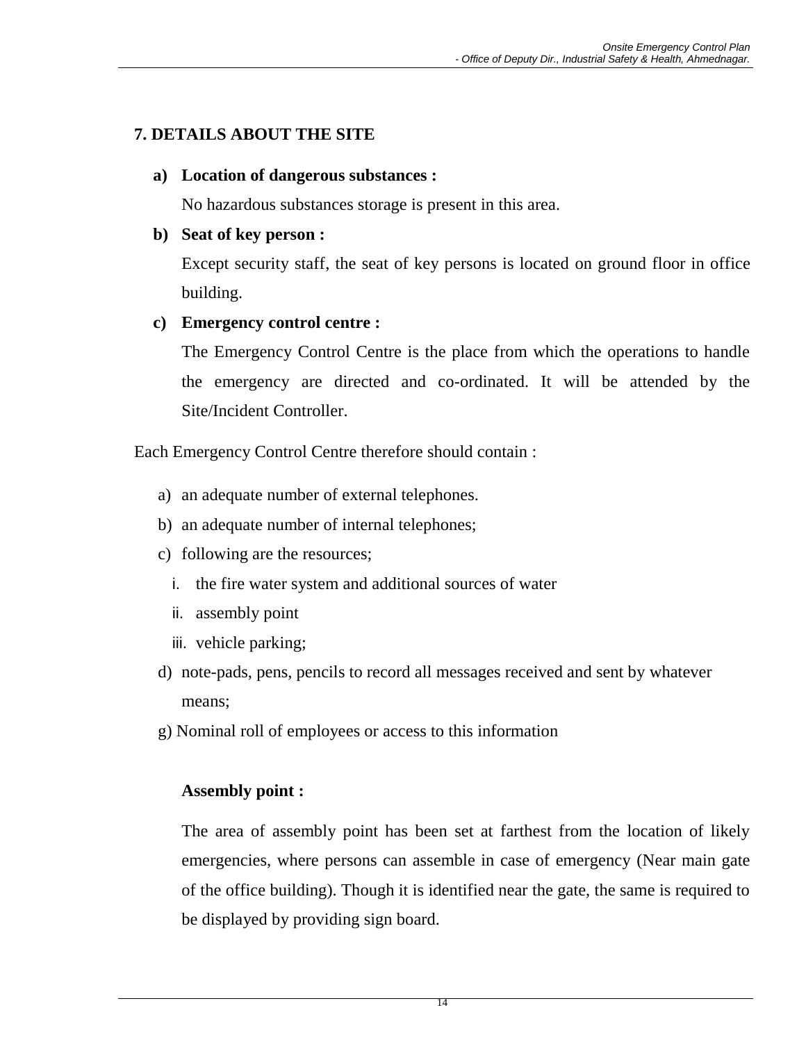## 7. DETAILS ABOUT THE SITE

**a) Location of dangerous substances :**

No hazardous substances storage is present in this area.

**b) Seat of key person :**

Except security staff, the seat of key persons is located on ground floor in office building.

**c) Emergency control centre :**

The Emergency Control Centre is the place from which the operations to handle the emergency are directed and co-ordinated. It will be attended by the Site/Incident Controller.

Each Emergency Control Centre therefore should contain :

a) an adequate number of external telephones.
b) an adequate number of internal telephones;
c) following are the resources;
   i. the fire water system and additional sources of water
   ii. assembly point
   iii. vehicle parking;
d) note-pads, pens, pencils to record all messages received and sent by whatever means;

g) Nominal roll of employees or access to this information

**Assembly point :**

The area of assembly point has been set at farthest from the location of likely emergencies, where persons can assemble in case of emergency (Near main gate of the office building). Though it is identified near the gate, the same is required to be displayed by providing sign board.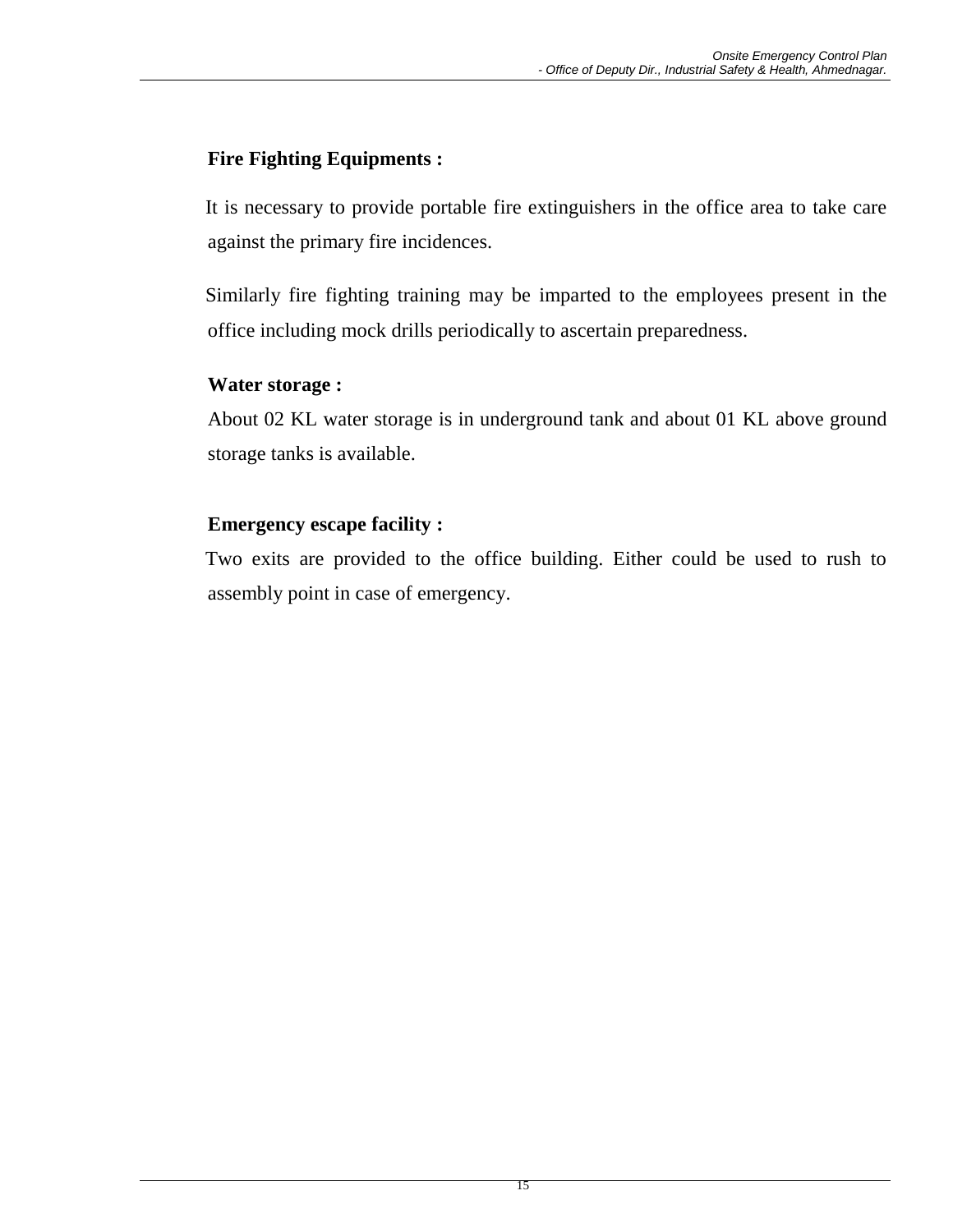**Fire Fighting Equipments :**

It is necessary to provide portable fire extinguishers in the office area to take care against the primary fire incidences.

Similarly fire fighting training may be imparted to the employees present in the office including mock drills periodically to ascertain preparedness.

**Water storage :**

About 02 KL water storage is in underground tank and about 01 KL above ground storage tanks is available.

**Emergency escape facility :**

Two exits are provided to the office building. Either could be used to rush to assembly point in case of emergency.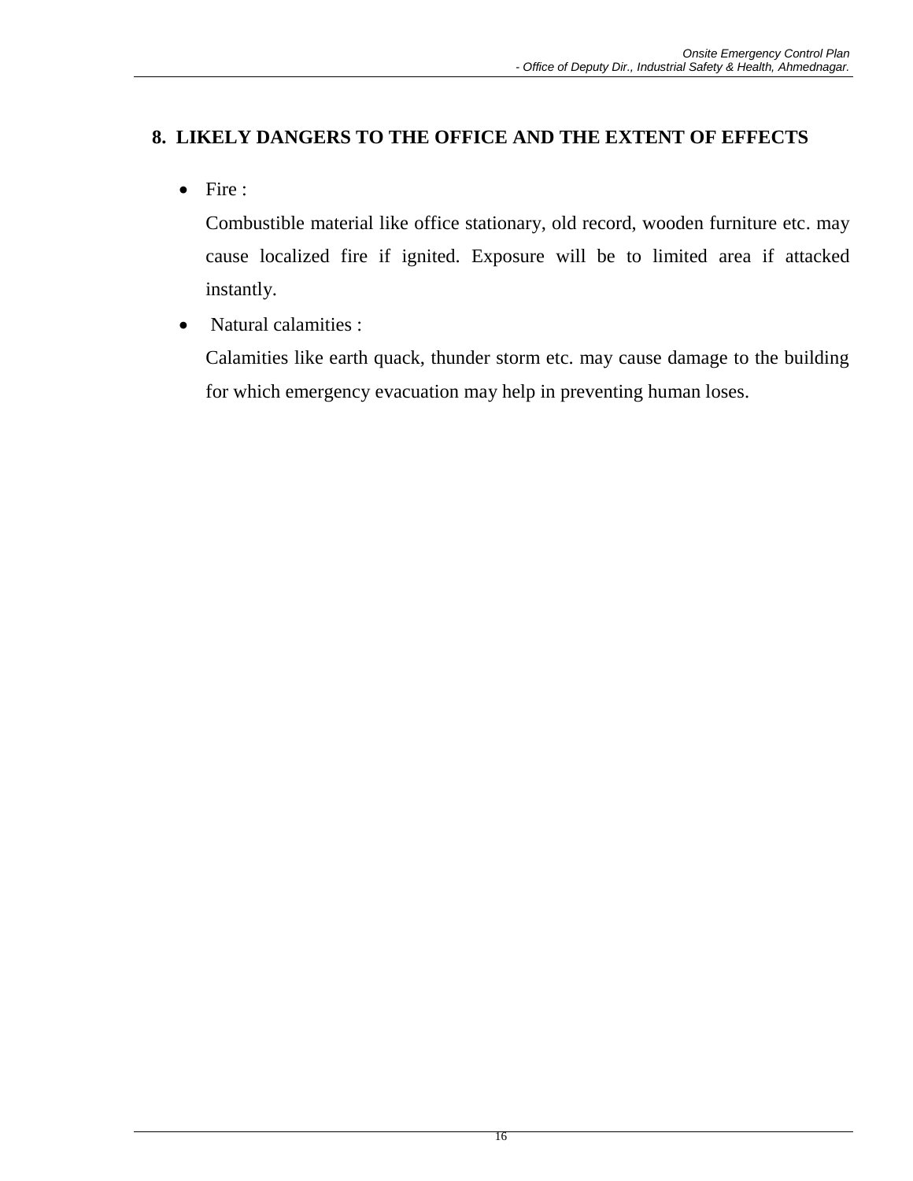## 8. LIKELY DANGERS TO THE OFFICE AND THE EXTENT OF EFFECTS

- Fire :

  Combustible material like office stationary, old record, wooden furniture etc. may cause localized fire if ignited. Exposure will be to limited area if attacked instantly.

- Natural calamities :

  Calamities like earth quack, thunder storm etc. may cause damage to the building for which emergency evacuation may help in preventing human loses.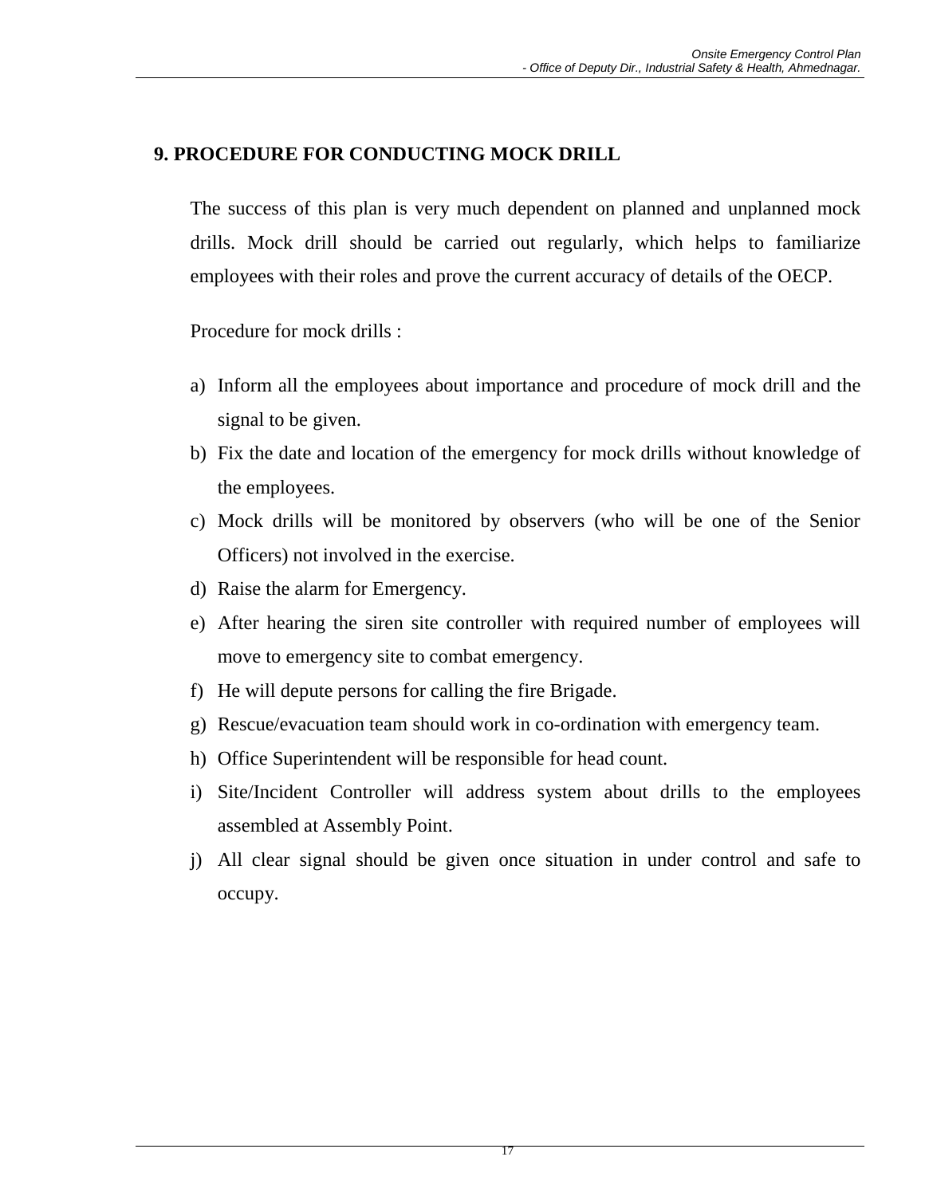## 9. PROCEDURE FOR CONDUCTING MOCK DRILL

The success of this plan is very much dependent on planned and unplanned mock drills. Mock drill should be carried out regularly, which helps to familiarize employees with their roles and prove the current accuracy of details of the OECP.

Procedure for mock drills :

a) Inform all the employees about importance and procedure of mock drill and the signal to be given.
b) Fix the date and location of the emergency for mock drills without knowledge of the employees.
c) Mock drills will be monitored by observers (who will be one of the Senior Officers) not involved in the exercise.
d) Raise the alarm for Emergency.
e) After hearing the siren site controller with required number of employees will move to emergency site to combat emergency.
f) He will depute persons for calling the fire Brigade.
g) Rescue/evacuation team should work in co-ordination with emergency team.
h) Office Superintendent will be responsible for head count.
i) Site/Incident Controller will address system about drills to the employees assembled at Assembly Point.
j) All clear signal should be given once situation in under control and safe to occupy.